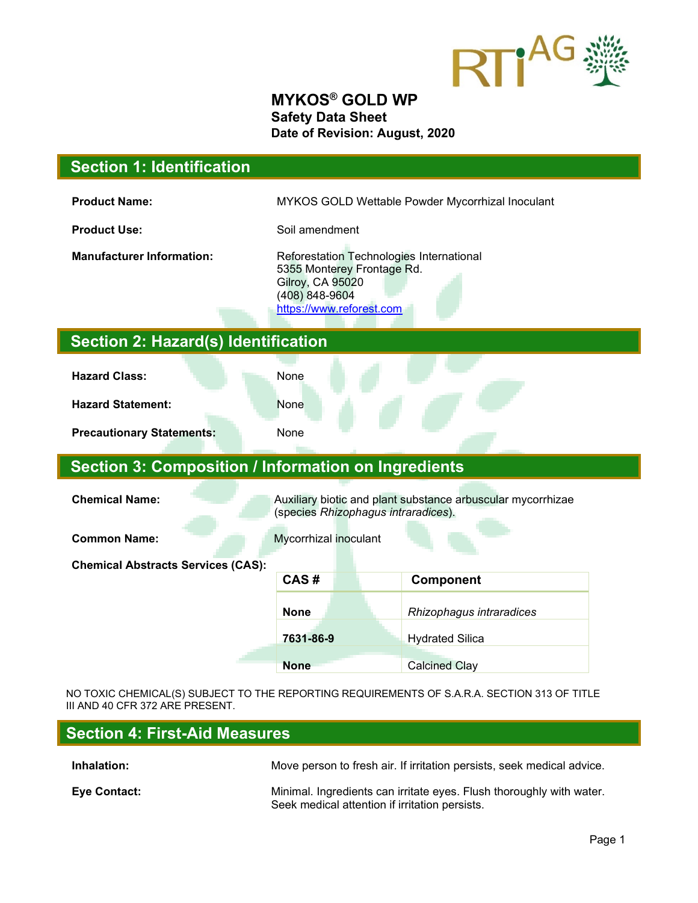# MYKOS® GOLD WP

**Safety Data Sheet**

**Date of Revision: August, 2020**

## Section 1: Identification

**Product Name:** MYKOS GOLD Wettable Powder Mycorrhizal Inoculant

**Product Use:** Soil amendment

**Manufacturer Information:** Reforestation Technologies International
5355 Monterey Frontage Rd.
Gilroy, CA 95020
(408) 848-9604
https://www.reforest.com

## Section 2: Hazard(s) Identification

**Hazard Class:** None

**Hazard Statement:** None

**Precautionary Statements:** None

## Section 3: Composition / Information on Ingredients

**Chemical Name:** Auxiliary biotic and plant substance arbuscular mycorrhizae (species *Rhizophagus intraradices*).

**Common Name:** Mycorrhizal inoculant

**Chemical Abstracts Services (CAS):**

| CAS # | Component |
|---|---|
| **None** | *Rhizophagus intraradices* |
| **7631-86-9** | Hydrated Silica |
| **None** | Calcined Clay |

NO TOXIC CHEMICAL(S) SUBJECT TO THE REPORTING REQUIREMENTS OF S.A.R.A. SECTION 313 OF TITLE III AND 40 CFR 372 ARE PRESENT.

## Section 4: First-Aid Measures

**Inhalation:** Move person to fresh air. If irritation persists, seek medical advice.

**Eye Contact:** Minimal. Ingredients can irritate eyes. Flush thoroughly with water. Seek medical attention if irritation persists.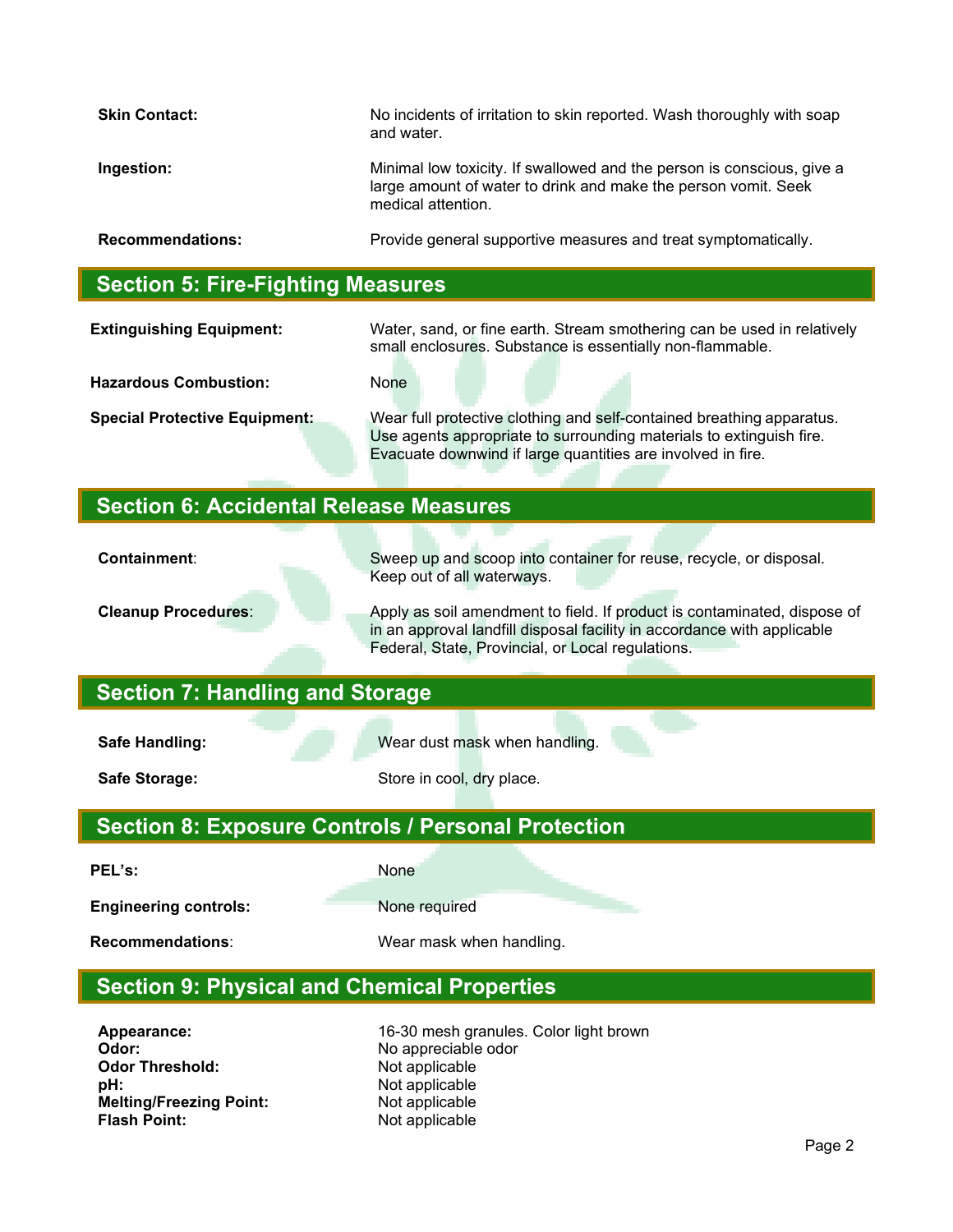**Skin Contact:** No incidents of irritation to skin reported. Wash thoroughly with soap and water.

**Ingestion:** Minimal low toxicity. If swallowed and the person is conscious, give a large amount of water to drink and make the person vomit. Seek medical attention.

**Recommendations:** Provide general supportive measures and treat symptomatically.

## Section 5: Fire-Fighting Measures

**Extinguishing Equipment:** Water, sand, or fine earth. Stream smothering can be used in relatively small enclosures. Substance is essentially non-flammable.

**Hazardous Combustion:** None

**Special Protective Equipment:** Wear full protective clothing and self-contained breathing apparatus. Use agents appropriate to surrounding materials to extinguish fire. Evacuate downwind if large quantities are involved in fire.

## Section 6: Accidental Release Measures

**Containment**: Sweep up and scoop into container for reuse, recycle, or disposal. Keep out of all waterways.

**Cleanup Procedures**: Apply as soil amendment to field. If product is contaminated, dispose of in an approval landfill disposal facility in accordance with applicable Federal, State, Provincial, or Local regulations.

## Section 7: Handling and Storage

**Safe Handling:** Wear dust mask when handling.

**Safe Storage:** Store in cool, dry place.

## Section 8: Exposure Controls / Personal Protection

**PEL's:** None

**Engineering controls:** None required

**Recommendations**: Wear mask when handling.

## Section 9: Physical and Chemical Properties

**Appearance:** 16-30 mesh granules. Color light brown
**Odor:** No appreciable odor
**Odor Threshold:** Not applicable
**pH:** Not applicable
**Melting/Freezing Point:** Not applicable
**Flash Point:** Not applicable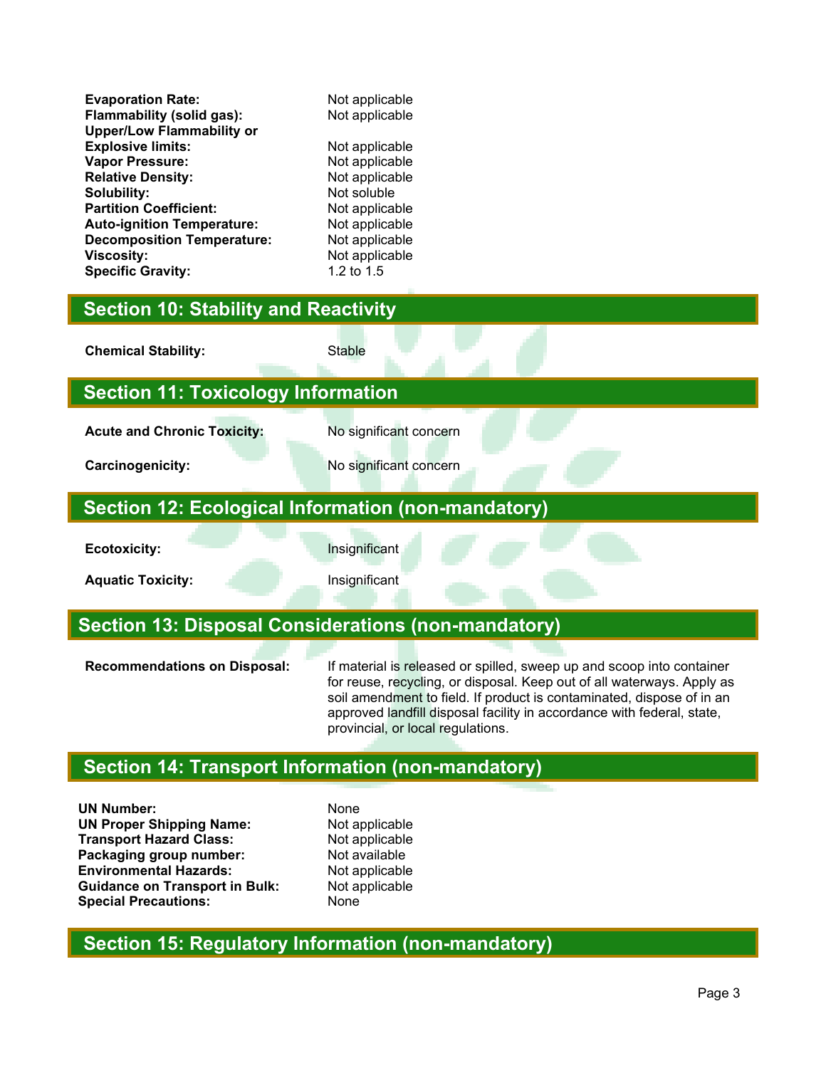| | |
|---|---|
| **Evaporation Rate:** | Not applicable |
| **Flammability (solid gas):** | Not applicable |
| **Upper/Low Flammability or Explosive limits:** | Not applicable |
| **Vapor Pressure:** | Not applicable |
| **Relative Density:** | Not applicable |
| **Solubility:** | Not soluble |
| **Partition Coefficient:** | Not applicable |
| **Auto-ignition Temperature:** | Not applicable |
| **Decomposition Temperature:** | Not applicable |
| **Viscosity:** | Not applicable |
| **Specific Gravity:** | 1.2 to 1.5 |

## Section 10: Stability and Reactivity

**Chemical Stability:** Stable

## Section 11: Toxicology Information

**Acute and Chronic Toxicity:** No significant concern

**Carcinogenicity:** No significant concern

## Section 12: Ecological Information (non-mandatory)

**Ecotoxicity:** Insignificant

**Aquatic Toxicity:** Insignificant

## Section 13: Disposal Considerations (non-mandatory)

**Recommendations on Disposal:** If material is released or spilled, sweep up and scoop into container for reuse, recycling, or disposal. Keep out of all waterways. Apply as soil amendment to field. If product is contaminated, dispose of in an approved landfill disposal facility in accordance with federal, state, provincial, or local regulations.

## Section 14: Transport Information (non-mandatory)

| | |
|---|---|
| **UN Number:** | None |
| **UN Proper Shipping Name:** | Not applicable |
| **Transport Hazard Class:** | Not applicable |
| **Packaging group number:** | Not available |
| **Environmental Hazards:** | Not applicable |
| **Guidance on Transport in Bulk:** | Not applicable |
| **Special Precautions:** | None |

## Section 15: Regulatory Information (non-mandatory)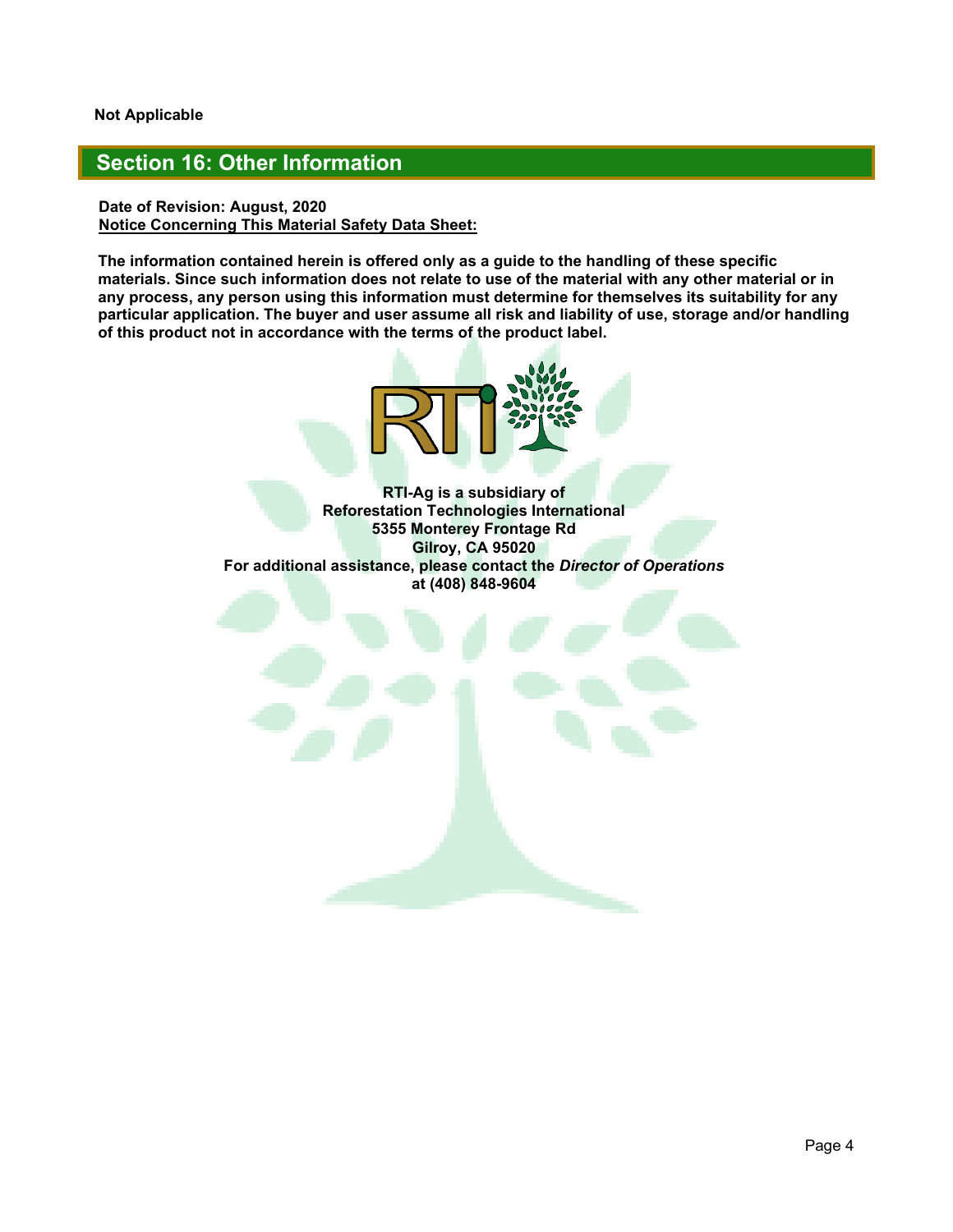**Not Applicable**

## Section 16: Other Information

**Date of Revision: August, 2020**

**Notice Concerning This Material Safety Data Sheet:**

**The information contained herein is offered only as a guide to the handling of these specific materials. Since such information does not relate to use of the material with any other material or in any process, any person using this information must determine for themselves its suitability for any particular application. The buyer and user assume all risk and liability of use, storage and/or handling of this product not in accordance with the terms of the product label.**

**RTI-Ag is a subsidiary of**
**Reforestation Technologies International**
**5355 Monterey Frontage Rd**
**Gilroy, CA 95020**
**For additional assistance, please contact the *Director of Operations***
**at (408) 848-9604**